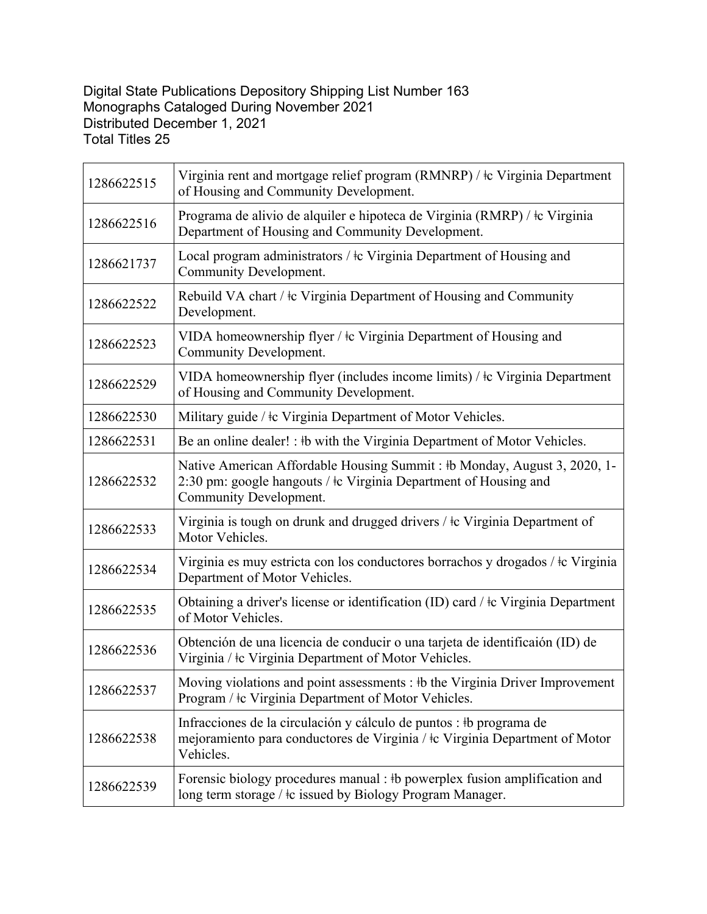Digital State Publications Depository Shipping List Number 163
Monographs Cataloged During November 2021
Distributed December 1, 2021
Total Titles 25

| | |
|---|---|
| 1286622515 | Virginia rent and mortgage relief program (RMNRP) / ǂc Virginia Department of Housing and Community Development. |
| 1286622516 | Programa de alivio de alquiler e hipoteca de Virginia (RMRP) / ǂc Virginia Department of Housing and Community Development. |
| 1286621737 | Local program administrators / ǂc Virginia Department of Housing and Community Development. |
| 1286622522 | Rebuild VA chart / ǂc Virginia Department of Housing and Community Development. |
| 1286622523 | VIDA homeownership flyer / ǂc Virginia Department of Housing and Community Development. |
| 1286622529 | VIDA homeownership flyer (includes income limits) / ǂc Virginia Department of Housing and Community Development. |
| 1286622530 | Military guide / ǂc Virginia Department of Motor Vehicles. |
| 1286622531 | Be an online dealer! : ǂb with the Virginia Department of Motor Vehicles. |
| 1286622532 | Native American Affordable Housing Summit : ǂb Monday, August 3, 2020, 1-2:30 pm: google hangouts / ǂc Virginia Department of Housing and Community Development. |
| 1286622533 | Virginia is tough on drunk and drugged drivers / ǂc Virginia Department of Motor Vehicles. |
| 1286622534 | Virginia es muy estricta con los conductores borrachos y drogados / ǂc Virginia Department of Motor Vehicles. |
| 1286622535 | Obtaining a driver's license or identification (ID) card / ǂc Virginia Department of Motor Vehicles. |
| 1286622536 | Obtención de una licencia de conducir o una tarjeta de identificaión (ID) de Virginia / ǂc Virginia Department of Motor Vehicles. |
| 1286622537 | Moving violations and point assessments : ǂb the Virginia Driver Improvement Program / ǂc Virginia Department of Motor Vehicles. |
| 1286622538 | Infracciones de la circulación y cálculo de puntos : ǂb programa de mejoramiento para conductores de Virginia / ǂc Virginia Department of Motor Vehicles. |
| 1286622539 | Forensic biology procedures manual : ǂb powerplex fusion amplification and long term storage / ǂc issued by Biology Program Manager. |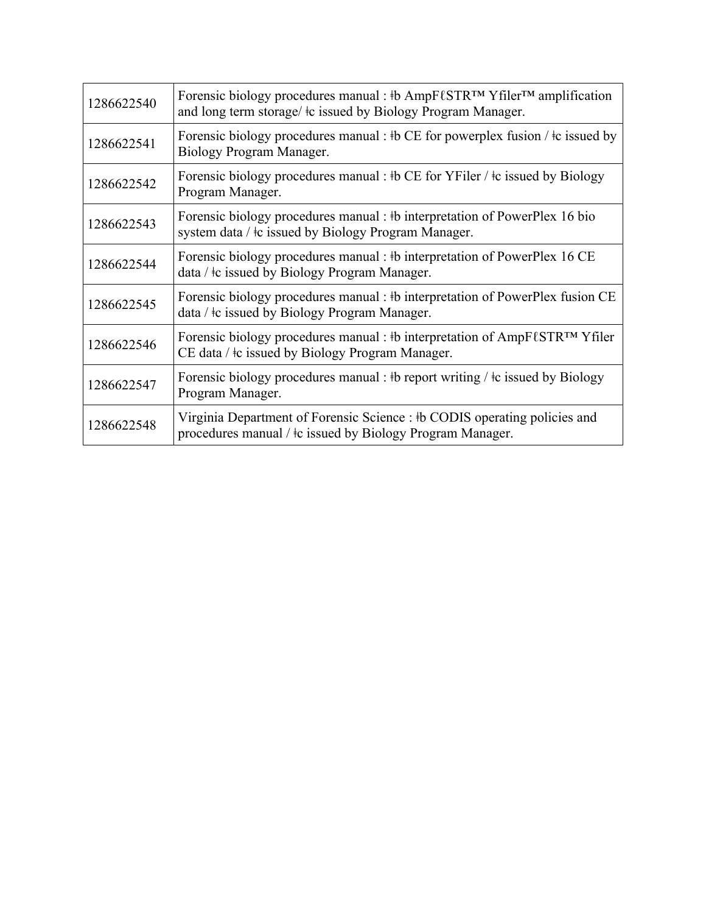| | |
|---|---|
| 1286622540 | Forensic biology procedures manual : ǂb AmpFℓSTR™ Yfiler™ amplification and long term storage/ ǂc issued by Biology Program Manager. |
| 1286622541 | Forensic biology procedures manual : ǂb CE for powerplex fusion / ǂc issued by Biology Program Manager. |
| 1286622542 | Forensic biology procedures manual : ǂb CE for YFiler / ǂc issued by Biology Program Manager. |
| 1286622543 | Forensic biology procedures manual : ǂb interpretation of PowerPlex 16 bio system data / ǂc issued by Biology Program Manager. |
| 1286622544 | Forensic biology procedures manual : ǂb interpretation of PowerPlex 16 CE data / ǂc issued by Biology Program Manager. |
| 1286622545 | Forensic biology procedures manual : ǂb interpretation of PowerPlex fusion CE data / ǂc issued by Biology Program Manager. |
| 1286622546 | Forensic biology procedures manual : ǂb interpretation of AmpFℓSTR™ Yfiler CE data / ǂc issued by Biology Program Manager. |
| 1286622547 | Forensic biology procedures manual : ǂb report writing / ǂc issued by Biology Program Manager. |
| 1286622548 | Virginia Department of Forensic Science : ǂb CODIS operating policies and procedures manual / ǂc issued by Biology Program Manager. |